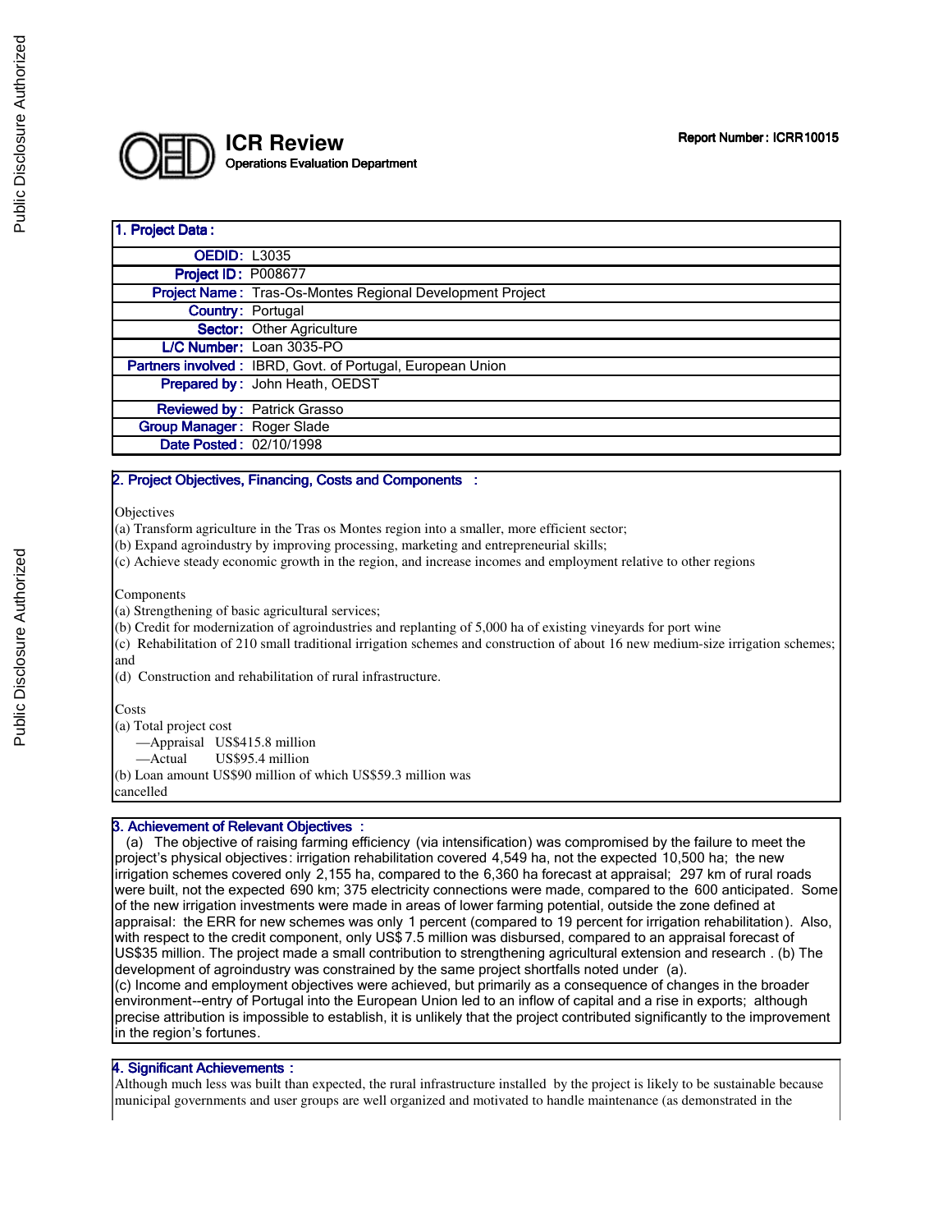# ICR Review

Operations Evaluation Department

Report Number : ICRR10015

## 1. Project Data :

| | |
|---|---|
| **OEDID:** | L3035 |
| **Project ID :** | P008677 |
| **Project Name :** | Tras-Os-Montes Regional Development Project |
| **Country:** | Portugal |
| **Sector:** | Other Agriculture |
| **L/C Number:** | Loan 3035-PO |
| **Partners involved :** | IBRD, Govt. of Portugal, European Union |
| **Prepared by :** | John Heath, OEDST |
| **Reviewed by :** | Patrick Grasso |
| **Group Manager :** | Roger Slade |
| **Date Posted :** | 02/10/1998 |

## 2. Project Objectives, Financing, Costs and Components :

Objectives

(a) Transform agriculture in the Tras os Montes region into a smaller, more efficient sector;
(b) Expand agroindustry by improving processing, marketing and entrepreneurial skills;
(c) Achieve steady economic growth in the region, and increase incomes and employment relative to other regions

Components

(a) Strengthening of basic agricultural services;
(b) Credit for modernization of agroindustries and replanting of 5,000 ha of existing vineyards for port wine
(c) Rehabilitation of 210 small traditional irrigation schemes and construction of about 16 new medium-size irrigation schemes; and
(d) Construction and rehabilitation of rural infrastructure.

Costs

(a) Total project cost
—Appraisal US$415.8 million
—Actual US$95.4 million
(b) Loan amount US$90 million of which US$59.3 million was cancelled

## 3. Achievement of Relevant Objectives :

(a) The objective of raising farming efficiency (via intensification) was compromised by the failure to meet the project's physical objectives: irrigation rehabilitation covered 4,549 ha, not the expected 10,500 ha; the new irrigation schemes covered only 2,155 ha, compared to the 6,360 ha forecast at appraisal; 297 km of rural roads were built, not the expected 690 km; 375 electricity connections were made, compared to the 600 anticipated. Some of the new irrigation investments were made in areas of lower farming potential, outside the zone defined at appraisal: the ERR for new schemes was only 1 percent (compared to 19 percent for irrigation rehabilitation). Also, with respect to the credit component, only US$ 7.5 million was disbursed, compared to an appraisal forecast of US$35 million. The project made a small contribution to strengthening agricultural extension and research . (b) The development of agroindustry was constrained by the same project shortfalls noted under (a).
(c) Income and employment objectives were achieved, but primarily as a consequence of changes in the broader environment--entry of Portugal into the European Union led to an inflow of capital and a rise in exports; although precise attribution is impossible to establish, it is unlikely that the project contributed significantly to the improvement in the region's fortunes.

## 4. Significant Achievements :

Although much less was built than expected, the rural infrastructure installed by the project is likely to be sustainable because municipal governments and user groups are well organized and motivated to handle maintenance (as demonstrated in the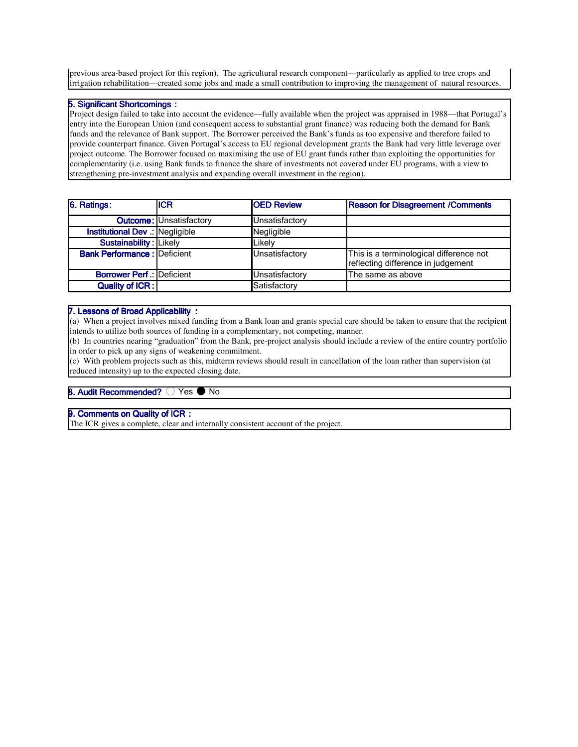previous area-based project for this region). The agricultural research component—particularly as applied to tree crops and irrigation rehabilitation—created some jobs and made a small contribution to improving the management of natural resources.

## 5. Significant Shortcomings :

Project design failed to take into account the evidence—fully available when the project was appraised in 1988—that Portugal's entry into the European Union (and consequent access to substantial grant finance) was reducing both the demand for Bank funds and the relevance of Bank support. The Borrower perceived the Bank's funds as too expensive and therefore failed to provide counterpart finance. Given Portugal's access to EU regional development grants the Bank had very little leverage over project outcome. The Borrower focused on maximising the use of EU grant funds rather than exploiting the opportunities for complementarity (i.e. using Bank funds to finance the share of investments not covered under EU programs, with a view to strengthening pre-investment analysis and expanding overall investment in the region).

| 6. Ratings: | ICR | OED Review | Reason for Disagreement /Comments |
|---|---|---|---|
| Outcome: | Unsatisfactory | Unsatisfactory | |
| Institutional Dev .: | Negligible | Negligible | |
| Sustainability : | Likely | Likely | |
| Bank Performance : | Deficient | Unsatisfactory | This is a terminological difference not reflecting difference in judgement |
| Borrower Perf .: | Deficient | Unsatisfactory | The same as above |
| Quality of ICR : | | Satisfactory | |

## 7. Lessons of Broad Applicability :

(a) When a project involves mixed funding from a Bank loan and grants special care should be taken to ensure that the recipient intends to utilize both sources of funding in a complementary, not competing, manner.
(b) In countries nearing "graduation" from the Bank, pre-project analysis should include a review of the entire country portfolio in order to pick up any signs of weakening commitment.
(c) With problem projects such as this, midterm reviews should result in cancellation of the loan rather than supervision (at reduced intensity) up to the expected closing date.

## 8. Audit Recommended? ○ Yes ● No

## 9. Comments on Quality of ICR :

The ICR gives a complete, clear and internally consistent account of the project.